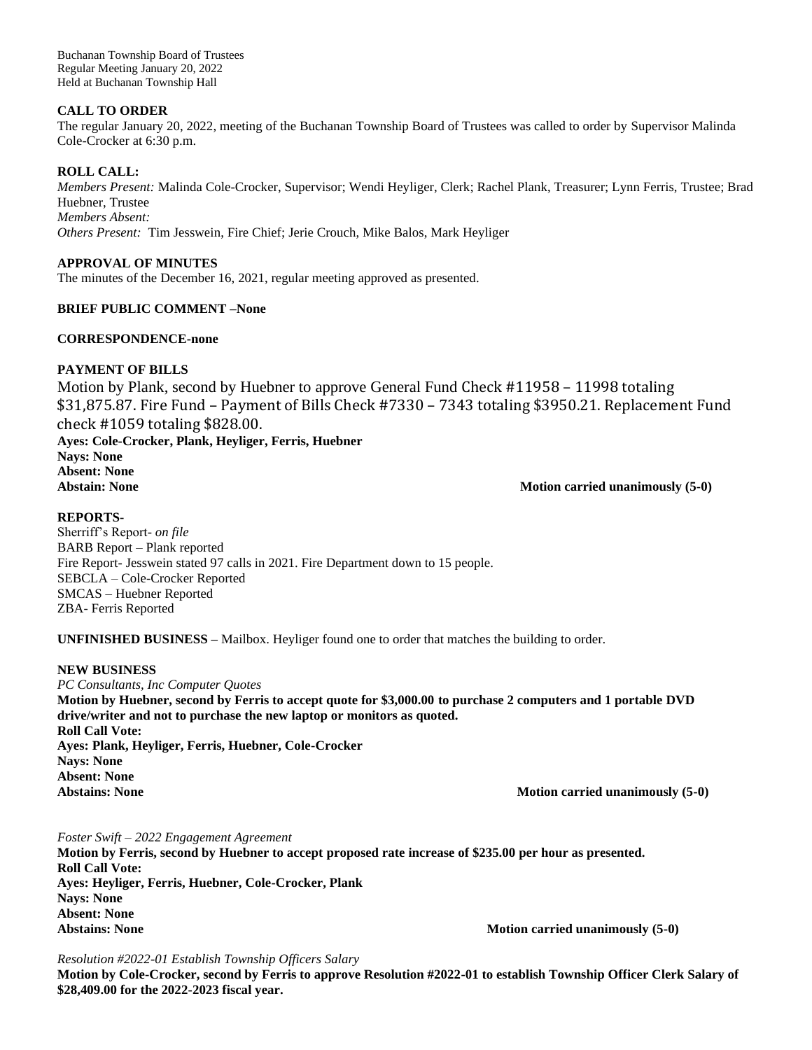Buchanan Township Board of Trustees
Regular Meeting January 20, 2022
Held at Buchanan Township Hall

**CALL TO ORDER**

The regular January 20, 2022, meeting of the Buchanan Township Board of Trustees was called to order by Supervisor Malinda Cole-Crocker at 6:30 p.m.

**ROLL CALL:**

*Members Present:* Malinda Cole-Crocker, Supervisor; Wendi Heyliger, Clerk; Rachel Plank, Treasurer; Lynn Ferris, Trustee; Brad Huebner, Trustee
*Members Absent:*
*Others Present:* Tim Jesswein, Fire Chief; Jerie Crouch, Mike Balos, Mark Heyliger

**APPROVAL OF MINUTES**

The minutes of the December 16, 2021, regular meeting approved as presented.

**BRIEF PUBLIC COMMENT –None**

**CORRESPONDENCE-none**

**PAYMENT OF BILLS**

Motion by Plank, second by Huebner to approve General Fund Check #11958 – 11998 totaling $31,875.87. Fire Fund – Payment of Bills Check #7330 – 7343 totaling $3950.21. Replacement Fund check #1059 totaling $828.00.

**Ayes: Cole-Crocker, Plank, Heyliger, Ferris, Huebner**
**Nays: None**
**Absent: None**
**Abstain: None** **Motion carried unanimously (5-0)**

**REPORTS-**

Sherriff's Report- *on file*
BARB Report – Plank reported
Fire Report- Jesswein stated 97 calls in 2021. Fire Department down to 15 people.
SEBCLA – Cole-Crocker Reported
SMCAS – Huebner Reported
ZBA- Ferris Reported

**UNFINISHED BUSINESS –** Mailbox. Heyliger found one to order that matches the building to order.

**NEW BUSINESS**

*PC Consultants, Inc Computer Quotes*

**Motion by Huebner, second by Ferris to accept quote for $3,000.00 to purchase 2 computers and 1 portable DVD drive/writer and not to purchase the new laptop or monitors as quoted.**
**Roll Call Vote:**
**Ayes: Plank, Heyliger, Ferris, Huebner, Cole-Crocker**
**Nays: None**
**Absent: None**
**Abstains: None** **Motion carried unanimously (5-0)**

*Foster Swift – 2022 Engagement Agreement*

**Motion by Ferris, second by Huebner to accept proposed rate increase of $235.00 per hour as presented.**
**Roll Call Vote:**
**Ayes: Heyliger, Ferris, Huebner, Cole-Crocker, Plank**
**Nays: None**
**Absent: None**
**Abstains: None** **Motion carried unanimously (5-0)**

*Resolution #2022-01 Establish Township Officers Salary*

**Motion by Cole-Crocker, second by Ferris to approve Resolution #2022-01 to establish Township Officer Clerk Salary of $28,409.00 for the 2022-2023 fiscal year.**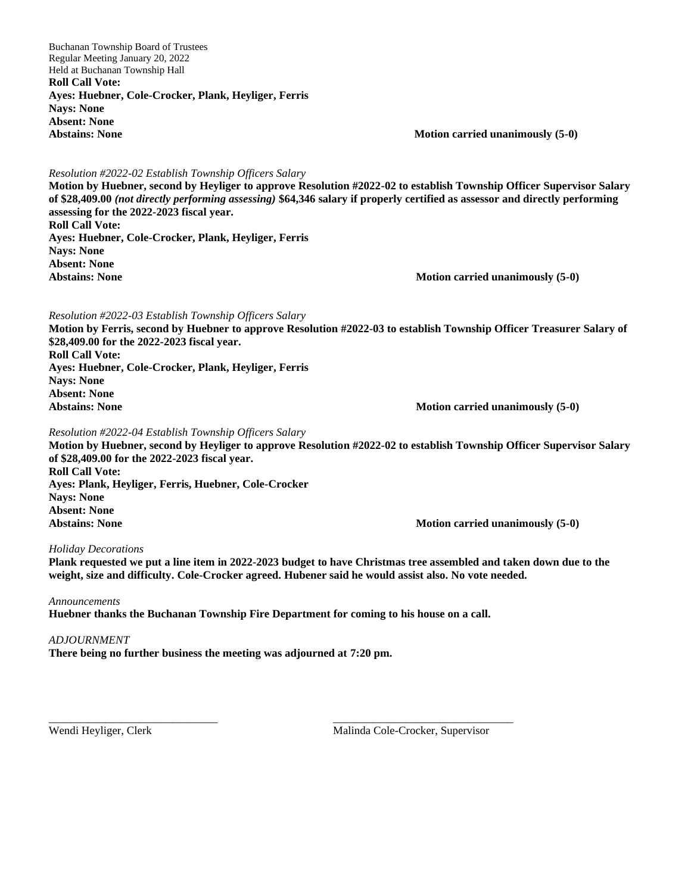**Roll Call Vote:**
**Ayes: Huebner, Cole-Crocker, Plank, Heyliger, Ferris**
**Nays: None**
**Absent: None**
**Abstains: None** **Motion carried unanimously (5-0)**

*Resolution #2022-02 Establish Township Officers Salary*

**Motion by Huebner, second by Heyliger to approve Resolution #2022-02 to establish Township Officer Supervisor Salary of $28,409.00 *(not directly performing assessing)* $64,346 salary if properly certified as assessor and directly performing assessing for the 2022-2023 fiscal year.**
**Roll Call Vote:**
**Ayes: Huebner, Cole-Crocker, Plank, Heyliger, Ferris**
**Nays: None**
**Absent: None**
**Abstains: None** **Motion carried unanimously (5-0)**

*Resolution #2022-03 Establish Township Officers Salary*

**Motion by Ferris, second by Huebner to approve Resolution #2022-03 to establish Township Officer Treasurer Salary of $28,409.00 for the 2022-2023 fiscal year.**
**Roll Call Vote:**
**Ayes: Huebner, Cole-Crocker, Plank, Heyliger, Ferris**
**Nays: None**
**Absent: None**
**Abstains: None** **Motion carried unanimously (5-0)**

*Resolution #2022-04 Establish Township Officers Salary*

**Motion by Huebner, second by Heyliger to approve Resolution #2022-02 to establish Township Officer Supervisor Salary of $28,409.00 for the 2022-2023 fiscal year.**
**Roll Call Vote:**
**Ayes: Plank, Heyliger, Ferris, Huebner, Cole-Crocker**
**Nays: None**
**Absent: None**
**Abstains: None** **Motion carried unanimously (5-0)**

*Holiday Decorations*

**Plank requested we put a line item in 2022-2023 budget to have Christmas tree assembled and taken down due to the weight, size and difficulty. Cole-Crocker agreed. Hubener said he would assist also. No vote needed.**

*Announcements*

**Huebner thanks the Buchanan Township Fire Department for coming to his house on a call.**

*ADJOURNMENT*

**There being no further business the meeting was adjourned at 7:20 pm.**

\_\_\_\_\_\_\_\_\_\_\_\_\_\_\_\_\_\_\_\_\_\_\_\_\_\_\_\_\_\_\_ \_\_\_\_\_\_\_\_\_\_\_\_\_\_\_\_\_\_\_\_\_\_\_\_\_\_\_\_\_\_\_\_\_
Wendi Heyliger, Clerk Malinda Cole-Crocker, Supervisor